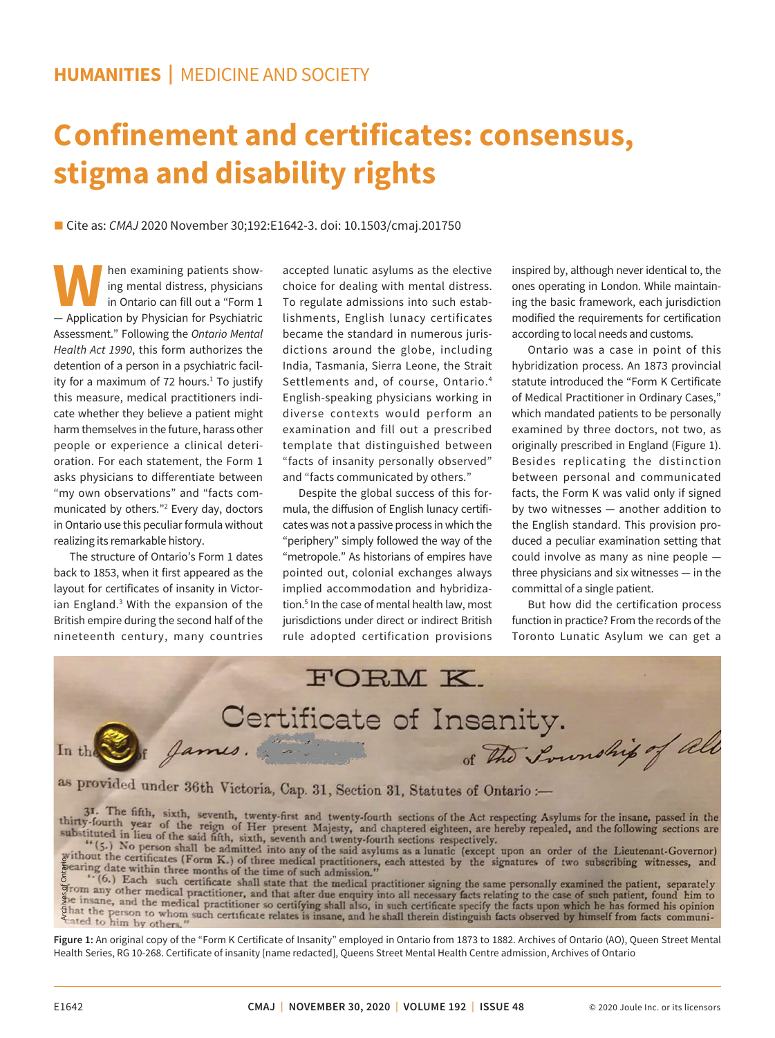**HUMANITIES | MEDICINE AND SOCIETY**

# Confinement and certificates: consensus, stigma and disability rights

Cite as: *CMAJ* 2020 November 30;192:E1642-3. doi: 10.1503/cmaj.201750

When examining patients showing mental distress, physicians in Ontario can fill out a "Form 1 — Application by Physician for Psychiatric Assessment." Following the *Ontario Mental Health Act 1990*, this form authorizes the detention of a person in a psychiatric facility for a maximum of 72 hours.[1] To justify this measure, medical practitioners indicate whether they believe a patient might harm themselves in the future, harass other people or experience a clinical deterioration. For each statement, the Form 1 asks physicians to differentiate between "my own observations" and "facts communicated by others."[2] Every day, doctors in Ontario use this peculiar formula without realizing its remarkable history.

The structure of Ontario's Form 1 dates back to 1853, when it first appeared as the layout for certificates of insanity in Victorian England.[3] With the expansion of the British empire during the second half of the nineteenth century, many countries accepted lunatic asylums as the elective choice for dealing with mental distress. To regulate admissions into such establishments, English lunacy certificates became the standard in numerous jurisdictions around the globe, including India, Tasmania, Sierra Leone, the Strait Settlements and, of course, Ontario.[4] English-speaking physicians working in diverse contexts would perform an examination and fill out a prescribed template that distinguished between "facts of insanity personally observed" and "facts communicated by others."

Despite the global success of this formula, the diffusion of English lunacy certificates was not a passive process in which the "periphery" simply followed the way of the "metropole." As historians of empires have pointed out, colonial exchanges always implied accommodation and hybridization.[5] In the case of mental health law, most jurisdictions under direct or indirect British rule adopted certification provisions inspired by, although never identical to, the ones operating in London. While maintaining the basic framework, each jurisdiction modified the requirements for certification according to local needs and customs.

Ontario was a case in point of this hybridization process. An 1873 provincial statute introduced the "Form K Certificate of Medical Practitioner in Ordinary Cases," which mandated patients to be personally examined by three doctors, not two, as originally prescribed in England (Figure 1). Besides replicating the distinction between personal and communicated facts, the Form K was valid only if signed by two witnesses — another addition to the English standard. This provision produced a peculiar examination setting that could involve as many as nine people — three physicians and six witnesses — in the committal of a single patient.

But how did the certification process function in practice? From the records of the Toronto Lunatic Asylum we can get a

FORM K.

Certificate of Insanity.

In the ... of James. ... of The Township of All

as provided under 36th Victoria, Cap. 31, Section 31, Statutes of Ontario :—

31. The fifth, sixth, seventh, twenty-first and twenty-fourth sections of the Act respecting Asylums for the insane, passed in the thirty-fourth year of the reign of Her present Majesty, and chaptered eighteen, are hereby repealed, and the following sections are substituted in lieu of the said fifth, sixth, seventh and twenty-fourth sections respectively.

"(5.) No person shall be admitted into any of the said asylums as a lunatic (except upon an order of the Lieutenant-Governor) without the certificates (Form K.) of three medical practitioners, each attested by the signatures of two subscribing witnesses, and bearing date within three months of the time of such admission."

"(6.) Each such certificate shall state that the medical practitioner signing the same personally examined the patient, separately from any other medical practitioner, and that after due enquiry into all necessary facts relating to the case of such patient, found him to be insane, and the medical practitioner so certifying shall also, in such certificate specify the facts upon which he has formed his opinion that the person to whom such certificate relates is insane, and he shall therein distinguish facts observed by himself from facts communicated to him by others."

Archives of Ontario

**Figure 1:** An original copy of the "Form K Certificate of Insanity" employed in Ontario from 1873 to 1882. Archives of Ontario (AO), Queen Street Mental Health Series, RG 10-268. Certificate of insanity [name redacted], Queens Street Mental Health Centre admission, Archives of Ontario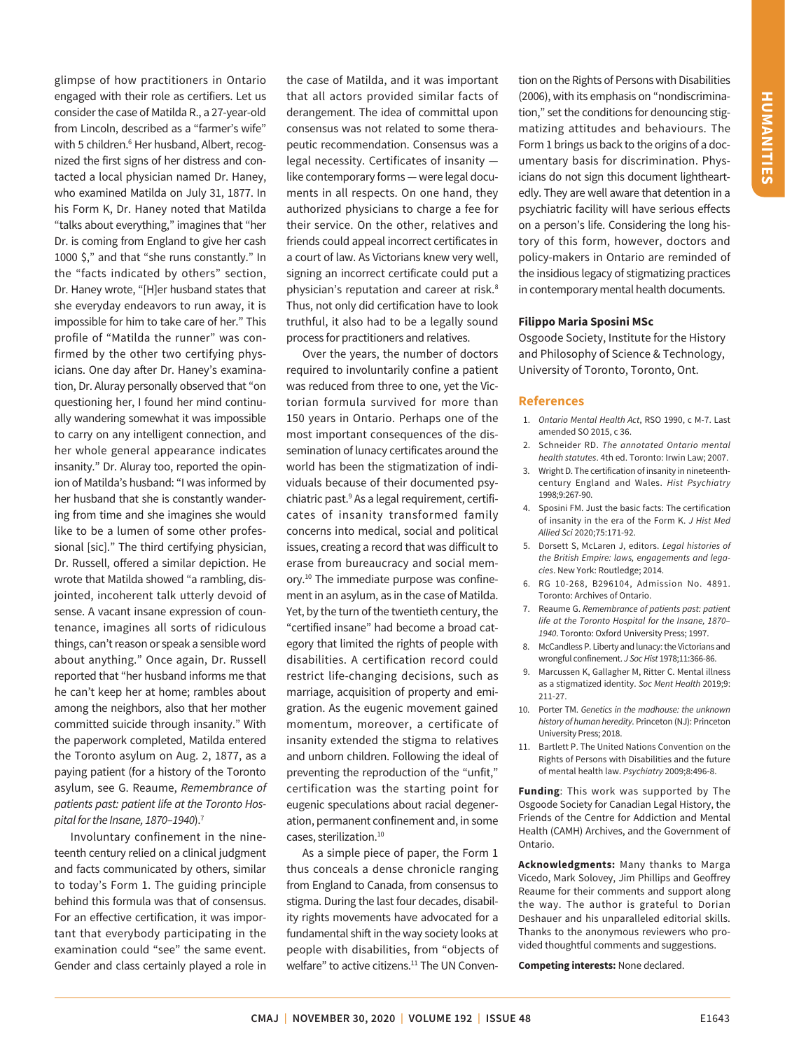glimpse of how practitioners in Ontario engaged with their role as certifiers. Let us consider the case of Matilda R., a 27-year-old from Lincoln, described as a "farmer's wife" with 5 children.[6] Her husband, Albert, recognized the first signs of her distress and contacted a local physician named Dr. Haney, who examined Matilda on July 31, 1877. In his Form K, Dr. Haney noted that Matilda "talks about everything," imagines that "her Dr. is coming from England to give her cash 1000 $," and that "she runs constantly." In the "facts indicated by others" section, Dr. Haney wrote, "[H]er husband states that she everyday endeavors to run away, it is impossible for him to take care of her." This profile of "Matilda the runner" was confirmed by the other two certifying physicians. One day after Dr. Haney's examination, Dr. Aluray personally observed that "on questioning her, I found her mind continually wandering somewhat it was impossible to carry on any intelligent connection, and her whole general appearance indicates insanity." Dr. Aluray too, reported the opinion of Matilda's husband: "I was informed by her husband that she is constantly wandering from time and she imagines she would like to be a lumen of some other professional [sic]." The third certifying physician, Dr. Russell, offered a similar depiction. He wrote that Matilda showed "a rambling, disjointed, incoherent talk utterly devoid of sense. A vacant insane expression of countenance, imagines all sorts of ridiculous things, can't reason or speak a sensible word about anything." Once again, Dr. Russell reported that "her husband informs me that he can't keep her at home; rambles about among the neighbors, also that her mother committed suicide through insanity." With the paperwork completed, Matilda entered the Toronto asylum on Aug. 2, 1877, as a paying patient (for a history of the Toronto asylum, see G. Reaume, *Remembrance of patients past: patient life at the Toronto Hospital for the Insane, 1870–1940*).[7]

Involuntary confinement in the nineteenth century relied on a clinical judgment and facts communicated by others, similar to today's Form 1. The guiding principle behind this formula was that of consensus. For an effective certification, it was important that everybody participating in the examination could "see" the same event. Gender and class certainly played a role in the case of Matilda, and it was important that all actors provided similar facts of derangement. The idea of committal upon consensus was not related to some therapeutic recommendation. Consensus was a legal necessity. Certificates of insanity — like contemporary forms — were legal documents in all respects. On one hand, they authorized physicians to charge a fee for their service. On the other, relatives and friends could appeal incorrect certificates in a court of law. As Victorians knew very well, signing an incorrect certificate could put a physician's reputation and career at risk.[8] Thus, not only did certification have to look truthful, it also had to be a legally sound process for practitioners and relatives.

Over the years, the number of doctors required to involuntarily confine a patient was reduced from three to one, yet the Victorian formula survived for more than 150 years in Ontario. Perhaps one of the most important consequences of the dissemination of lunacy certificates around the world has been the stigmatization of individuals because of their documented psychiatric past.[9] As a legal requirement, certificates of insanity transformed family concerns into medical, social and political issues, creating a record that was difficult to erase from bureaucracy and social memory.[10] The immediate purpose was confinement in an asylum, as in the case of Matilda. Yet, by the turn of the twentieth century, the "certified insane" had become a broad category that limited the rights of people with disabilities. A certification record could restrict life-changing decisions, such as marriage, acquisition of property and emigration. As the eugenic movement gained momentum, moreover, a certificate of insanity extended the stigma to relatives and unborn children. Following the ideal of preventing the reproduction of the "unfit," certification was the starting point for eugenic speculations about racial degeneration, permanent confinement and, in some cases, sterilization.[10]

As a simple piece of paper, the Form 1 thus conceals a dense chronicle ranging from England to Canada, from consensus to stigma. During the last four decades, disability rights movements have advocated for a fundamental shift in the way society looks at people with disabilities, from "objects of welfare" to active citizens.[11] The UN Convention on the Rights of Persons with Disabilities (2006), with its emphasis on "nondiscrimination," set the conditions for denouncing stigmatizing attitudes and behaviours. The Form 1 brings us back to the origins of a documentary basis for discrimination. Physicians do not sign this document lightheartedly. They are well aware that detention in a psychiatric facility will have serious effects on a person's life. Considering the long history of this form, however, doctors and policy-makers in Ontario are reminded of the insidious legacy of stigmatizing practices in contemporary mental health documents.

**Filippo Maria Sposini MSc**
Osgoode Society, Institute for the History and Philosophy of Science & Technology, University of Toronto, Toronto, Ont.

## References

1. *Ontario Mental Health Act*, RSO 1990, c M-7. Last amended SO 2015, c 36.
2. Schneider RD. *The annotated Ontario mental health statutes*. 4th ed. Toronto: Irwin Law; 2007.
3. Wright D. The certification of insanity in nineteenth-century England and Wales. *Hist Psychiatry* 1998;9:267-90.
4. Sposini FM. Just the basic facts: The certification of insanity in the era of the Form K. *J Hist Med Allied Sci* 2020;75:171-92.
5. Dorsett S, McLaren J, editors. *Legal histories of the British Empire: laws, engagements and legacies*. New York: Routledge; 2014.
6. RG 10-268, B296104, Admission No. 4891. Toronto: Archives of Ontario.
7. Reaume G. *Remembrance of patients past: patient life at the Toronto Hospital for the Insane, 1870–1940*. Toronto: Oxford University Press; 1997.
8. McCandless P. Liberty and lunacy: the Victorians and wrongful confinement. *J Soc Hist* 1978;11:366-86.
9. Marcussen K, Gallagher M, Ritter C. Mental illness as a stigmatized identity. *Soc Ment Health* 2019;9:211-27.
10. Porter TM. *Genetics in the madhouse: the unknown history of human heredity*. Princeton (NJ): Princeton University Press; 2018.
11. Bartlett P. The United Nations Convention on the Rights of Persons with Disabilities and the future of mental health law. *Psychiatry* 2009;8:496-8.

**Funding**: This work was supported by The Osgoode Society for Canadian Legal History, the Friends of the Centre for Addiction and Mental Health (CAMH) Archives, and the Government of Ontario.

**Acknowledgments:** Many thanks to Marga Vicedo, Mark Solovey, Jim Phillips and Geoffrey Reaume for their comments and support along the way. The author is grateful to Dorian Deshauer and his unparalleled editorial skills. Thanks to the anonymous reviewers who provided thoughtful comments and suggestions.

**Competing interests:** None declared.